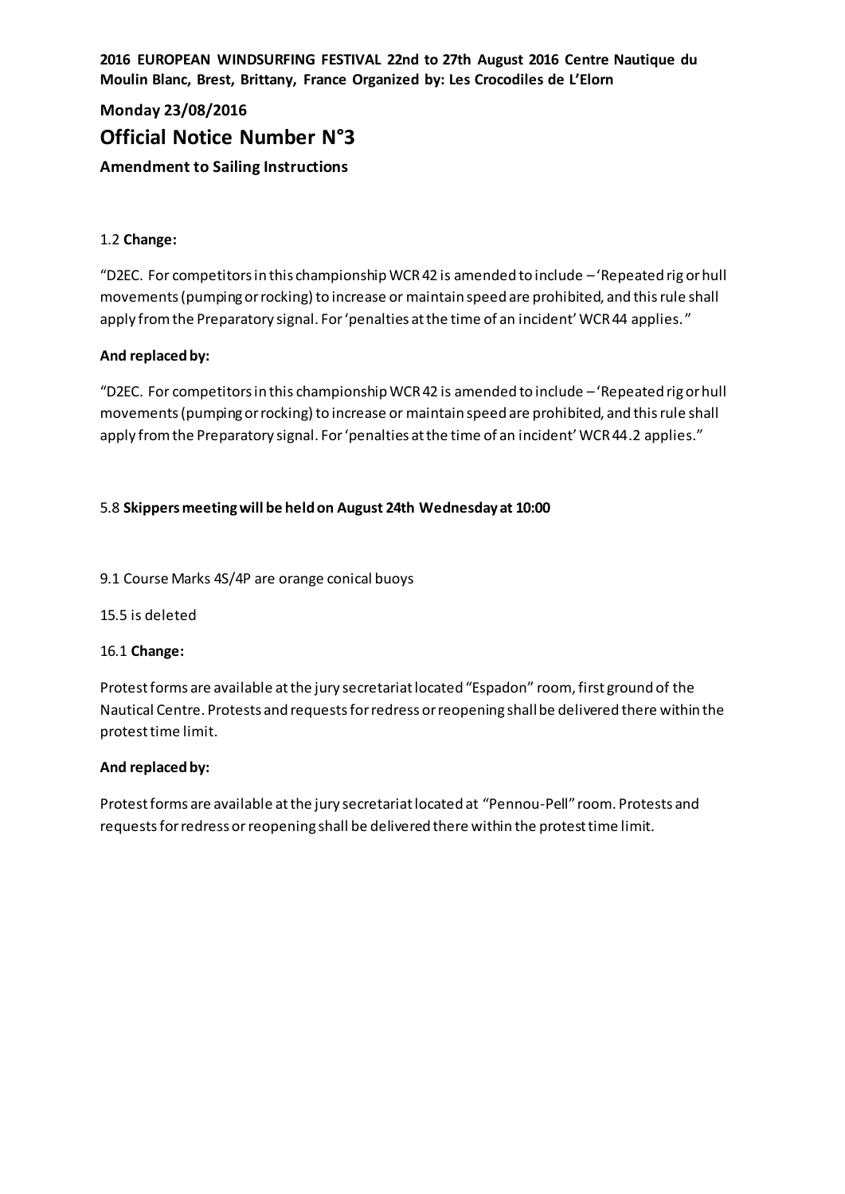**2016 EUROPEAN WINDSURFING FESTIVAL 22nd to 27th August 2016 Centre Nautique du Moulin Blanc, Brest, Brittany, France Organized by: Les Crocodiles de L'Elorn**

**Monday 23/08/2016**

# Official Notice Number N°3

**Amendment to Sailing Instructions**

1.2 **Change:**

"D2EC. For competitors in this championship WCR 42 is amended to include – 'Repeated rig or hull movements (pumping or rocking) to increase or maintain speed are prohibited, and this rule shall apply from the Preparatory signal. For 'penalties at the time of an incident' WCR 44 applies."

**And replaced by:**

"D2EC. For competitors in this championship WCR 42 is amended to include – 'Repeated rig or hull movements (pumping or rocking) to increase or maintain speed are prohibited, and this rule shall apply from the Preparatory signal. For 'penalties at the time of an incident' WCR 44.2 applies."

5.8 **Skippers meeting will be held on August 24th Wednesday at 10:00**

9.1 Course Marks 4S/4P are orange conical buoys

15.5 is deleted

16.1 **Change:**

Protest forms are available at the jury secretariat located "Espadon" room, first ground of the Nautical Centre. Protests and requests for redress or reopening shall be delivered there within the protest time limit.

**And replaced by:**

Protest forms are available at the jury secretariat located at "Pennou-Pell" room. Protests and requests for redress or reopening shall be delivered there within the protest time limit.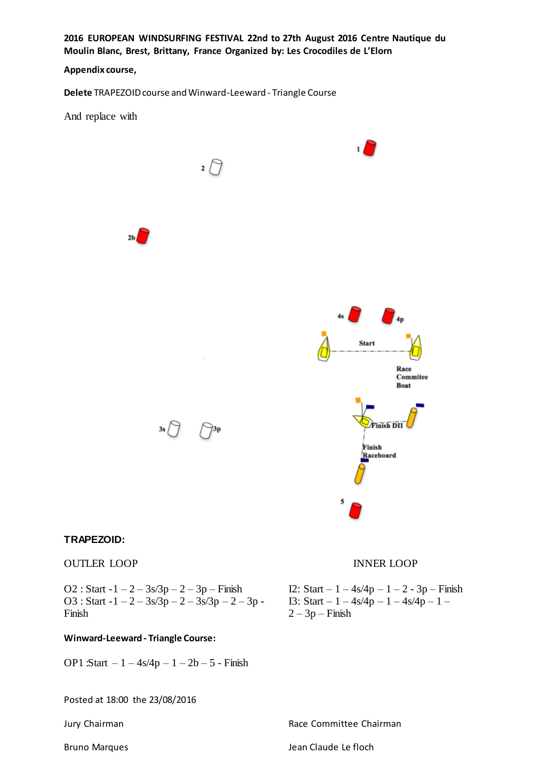**2016 EUROPEAN WINDSURFING FESTIVAL 22nd to 27th August 2016 Centre Nautique du Moulin Blanc, Brest, Brittany, France Organized by: Les Crocodiles de L'Elorn**

**Appendix course,**

**Delete** TRAPEZOID course and Winward-Leeward - Triangle Course

And replace with

1

2

2b

4s

4p

Start

Race Commitee Boat

Finish DII

Finish Raceboard

3s

3p

5

**TRAPEZOID:**

OUTLER LOOP

O2 : Start -1 – 2 – 3s/3p – 2 – 3p – Finish
O3 : Start -1 – 2 – 3s/3p – 2 – 3s/3p – 2 – 3p - Finish

INNER LOOP

I2: Start – 1 – 4s/4p – 1 – 2 - 3p – Finish
I3: Start – 1 – 4s/4p – 1 – 4s/4p – 1 – 2 – 3p – Finish

**Winward-Leeward - Triangle Course:**

OP1 :Start – 1 – 4s/4p – 1 – 2b – 5 - Finish

Posted at 18:00 the 23/08/2016

Jury Chairman

Bruno Marques

Race Committee Chairman

Jean Claude Le floch